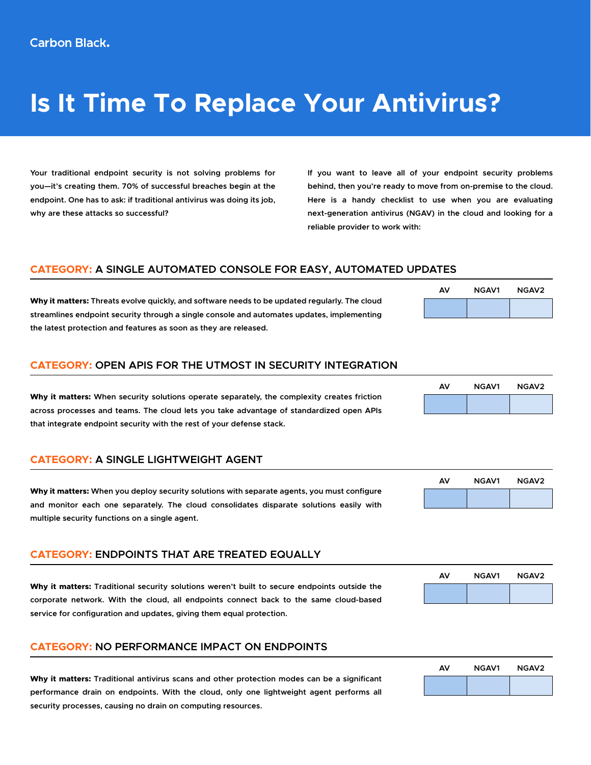Carbon Black.

# Is It Time To Replace Your Antivirus?

Your traditional endpoint security is not solving problems for you—it's creating them. 70% of successful breaches begin at the endpoint. One has to ask: if traditional antivirus was doing its job, why are these attacks so successful?

If you want to leave all of your endpoint security problems behind, then you're ready to move from on-premise to the cloud. Here is a handy checklist to use when you are evaluating next-generation antivirus (NGAV) in the cloud and looking for a reliable provider to work with:

## CATEGORY: A SINGLE AUTOMATED CONSOLE FOR EASY, AUTOMATED UPDATES

**Why it matters:** Threats evolve quickly, and software needs to be updated regularly. The cloud streamlines endpoint security through a single console and automates updates, implementing the latest protection and features as soon as they are released.

| AV | NGAV1 | NGAV2 |
|---|---|---|
| | | |

## CATEGORY: OPEN APIS FOR THE UTMOST IN SECURITY INTEGRATION

**Why it matters:** When security solutions operate separately, the complexity creates friction across processes and teams. The cloud lets you take advantage of standardized open APIs that integrate endpoint security with the rest of your defense stack.

| AV | NGAV1 | NGAV2 |
|---|---|---|
| | | |

## CATEGORY: A SINGLE LIGHTWEIGHT AGENT

**Why it matters:** When you deploy security solutions with separate agents, you must configure and monitor each one separately. The cloud consolidates disparate solutions easily with multiple security functions on a single agent.

| AV | NGAV1 | NGAV2 |
|---|---|---|
| | | |

## CATEGORY: ENDPOINTS THAT ARE TREATED EQUALLY

**Why it matters:** Traditional security solutions weren't built to secure endpoints outside the corporate network. With the cloud, all endpoints connect back to the same cloud-based service for configuration and updates, giving them equal protection.

| AV | NGAV1 | NGAV2 |
|---|---|---|
| | | |

## CATEGORY: NO PERFORMANCE IMPACT ON ENDPOINTS

**Why it matters:** Traditional antivirus scans and other protection modes can be a significant performance drain on endpoints. With the cloud, only one lightweight agent performs all security processes, causing no drain on computing resources.

| AV | NGAV1 | NGAV2 |
|---|---|---|
| | | |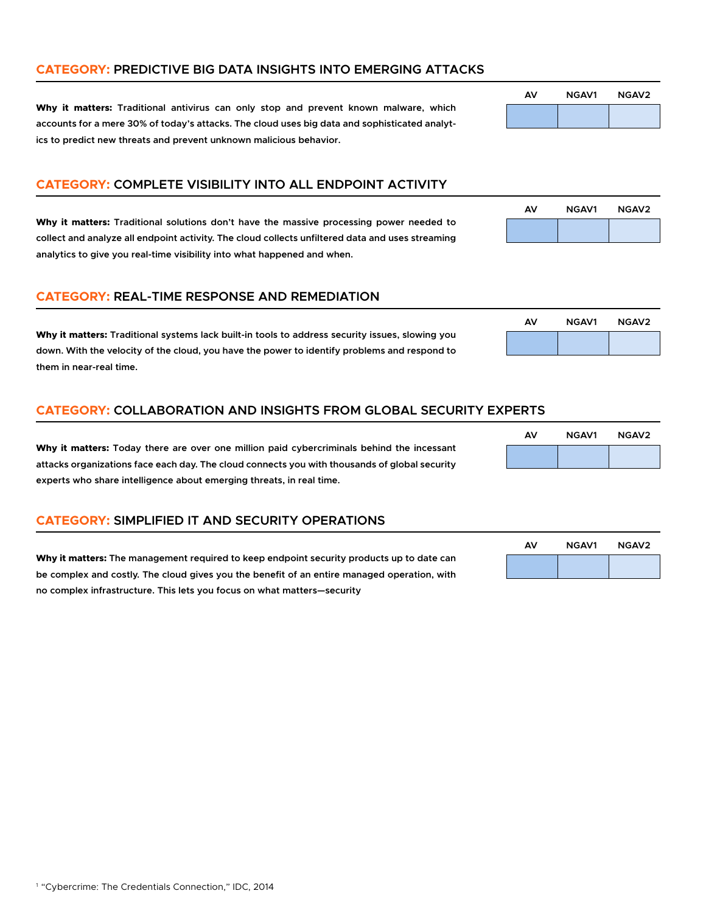## CATEGORY: PREDICTIVE BIG DATA INSIGHTS INTO EMERGING ATTACKS

**Why it matters:** Traditional antivirus can only stop and prevent known malware, which accounts for a mere 30% of today's attacks. The cloud uses big data and sophisticated analytics to predict new threats and prevent unknown malicious behavior.

| AV | NGAV1 | NGAV2 |
|---|---|---|
| | | |

## CATEGORY: COMPLETE VISIBILITY INTO ALL ENDPOINT ACTIVITY

**Why it matters:** Traditional solutions don't have the massive processing power needed to collect and analyze all endpoint activity. The cloud collects unfiltered data and uses streaming analytics to give you real-time visibility into what happened and when.

| AV | NGAV1 | NGAV2 |
|---|---|---|
| | | |

## CATEGORY: REAL-TIME RESPONSE AND REMEDIATION

**Why it matters:** Traditional systems lack built-in tools to address security issues, slowing you down. With the velocity of the cloud, you have the power to identify problems and respond to them in near-real time.

| AV | NGAV1 | NGAV2 |
|---|---|---|
| | | |

## CATEGORY: COLLABORATION AND INSIGHTS FROM GLOBAL SECURITY EXPERTS

**Why it matters:** Today there are over one million paid cybercriminals behind the incessant attacks organizations face each day. The cloud connects you with thousands of global security experts who share intelligence about emerging threats, in real time.

| AV | NGAV1 | NGAV2 |
|---|---|---|
| | | |

## CATEGORY: SIMPLIFIED IT AND SECURITY OPERATIONS

**Why it matters:** The management required to keep endpoint security products up to date can be complex and costly. The cloud gives you the benefit of an entire managed operation, with no complex infrastructure. This lets you focus on what matters—security

| AV | NGAV1 | NGAV2 |
|---|---|---|
| | | |

[1] "Cybercrime: The Credentials Connection," IDC, 2014